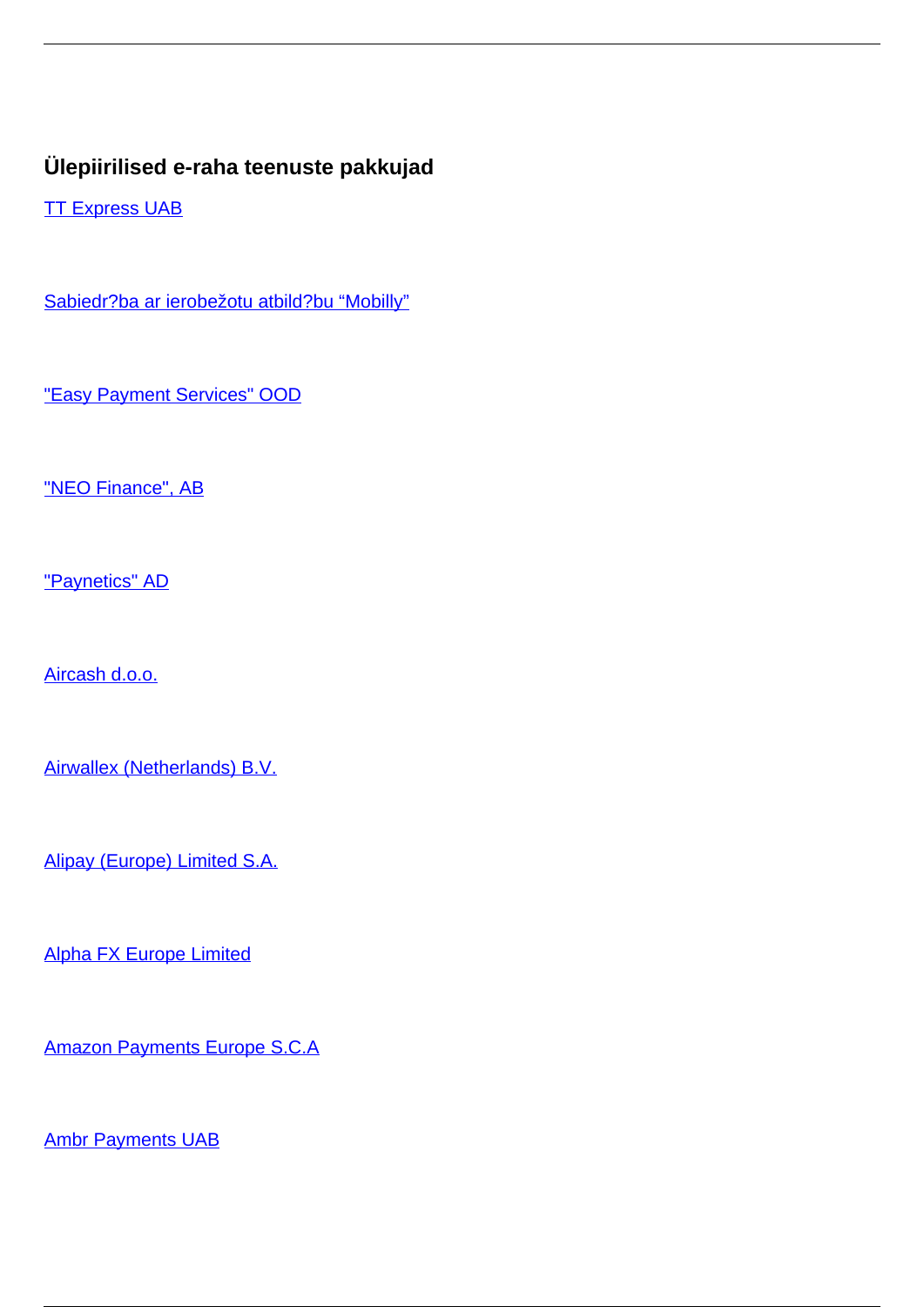### Ülepiirilised e-raha teenuste pakkujad

TT Express UAB

Sabiedr?ba ar ierobežotu atbild?bu “Mobilly”

"Easy Payment Services" OOD

"NEO Finance", AB

"Paynetics" AD

Aircash d.o.o.

Airwallex (Netherlands) B.V.

Alipay (Europe) Limited S.A.

Alpha FX Europe Limited

Amazon Payments Europe S.C.A

Ambr Payments UAB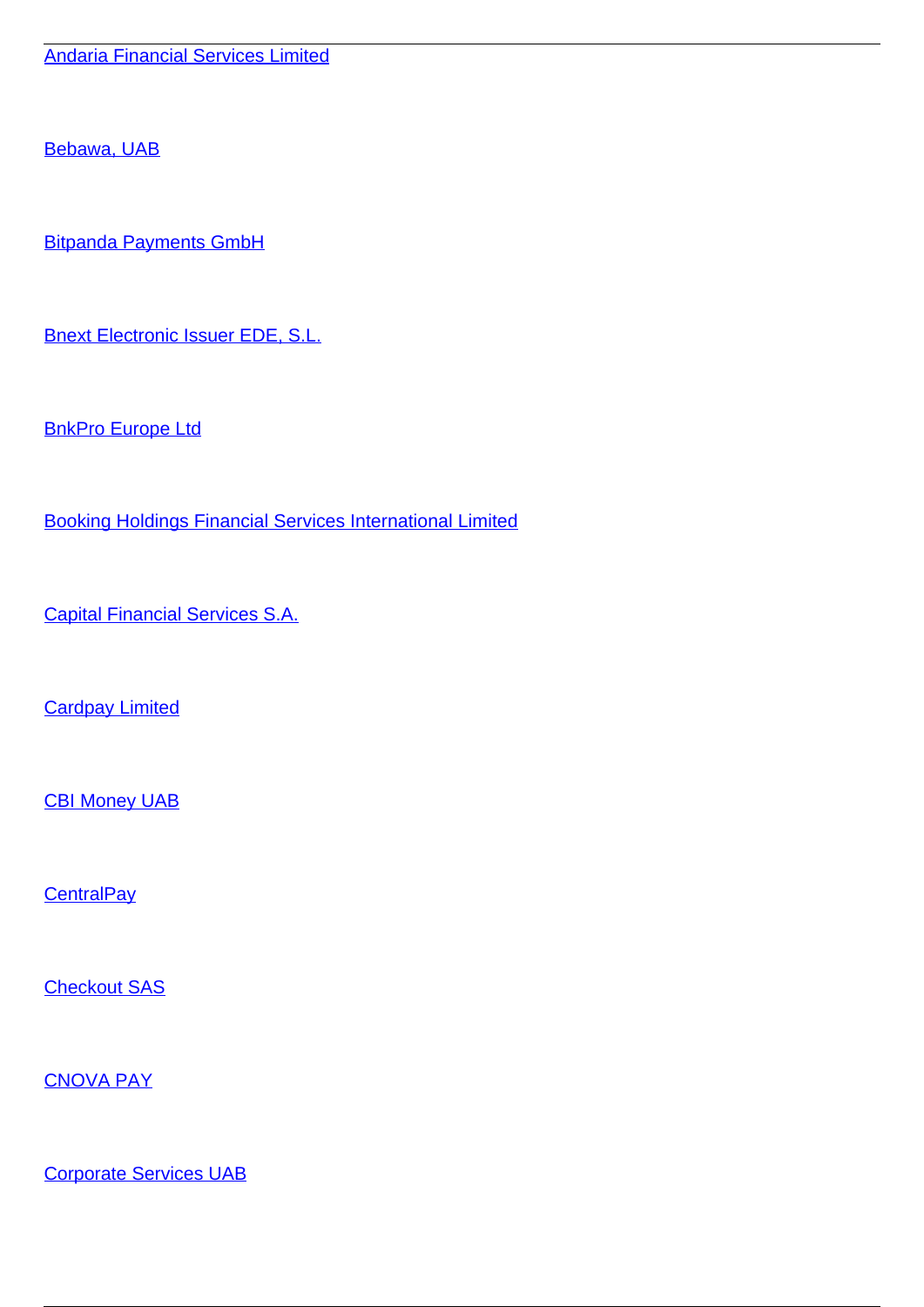Andaria Financial Services Limited

Bebawa, UAB

Bitpanda Payments GmbH

Bnext Electronic Issuer EDE, S.L.

BnkPro Europe Ltd

Booking Holdings Financial Services International Limited

Capital Financial Services S.A.

Cardpay Limited

CBI Money UAB

CentralPay

Checkout SAS

CNOVA PAY

Corporate Services UAB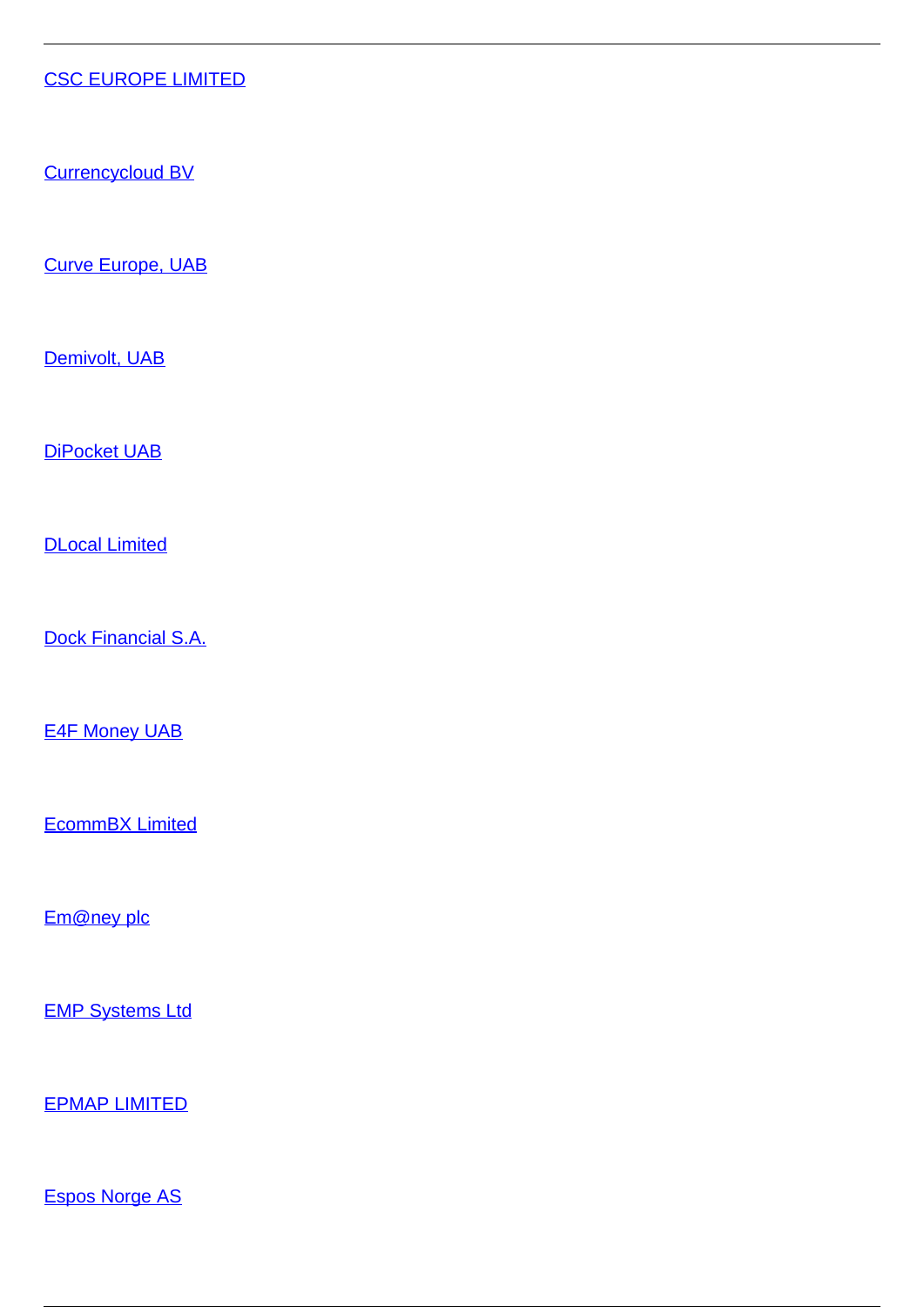CSC EUROPE LIMITED

Currencycloud BV

Curve Europe, UAB

Demivolt, UAB

DiPocket UAB

DLocal Limited

Dock Financial S.A.

E4F Money UAB

EcommBX Limited

Em@ney plc

EMP Systems Ltd

EPMAP LIMITED

Espos Norge AS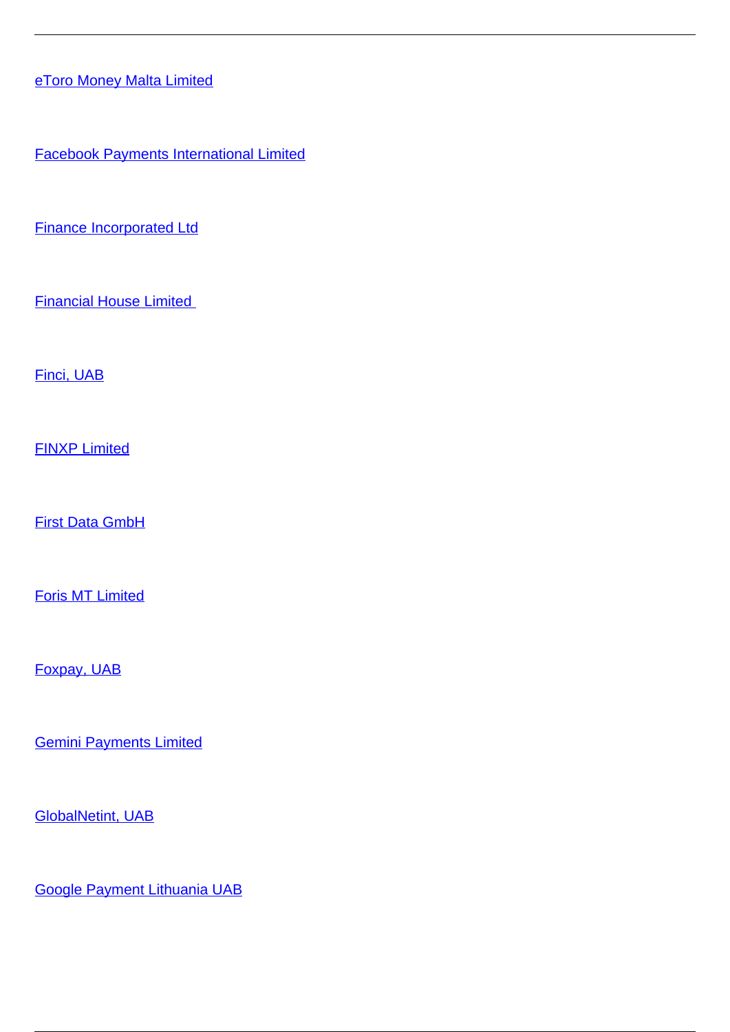eToro Money Malta Limited

Facebook Payments International Limited

Finance Incorporated Ltd

Financial House Limited

Finci, UAB

FINXP Limited

First Data GmbH

Foris MT Limited

Foxpay, UAB

Gemini Payments Limited

GlobalNetint, UAB

Google Payment Lithuania UAB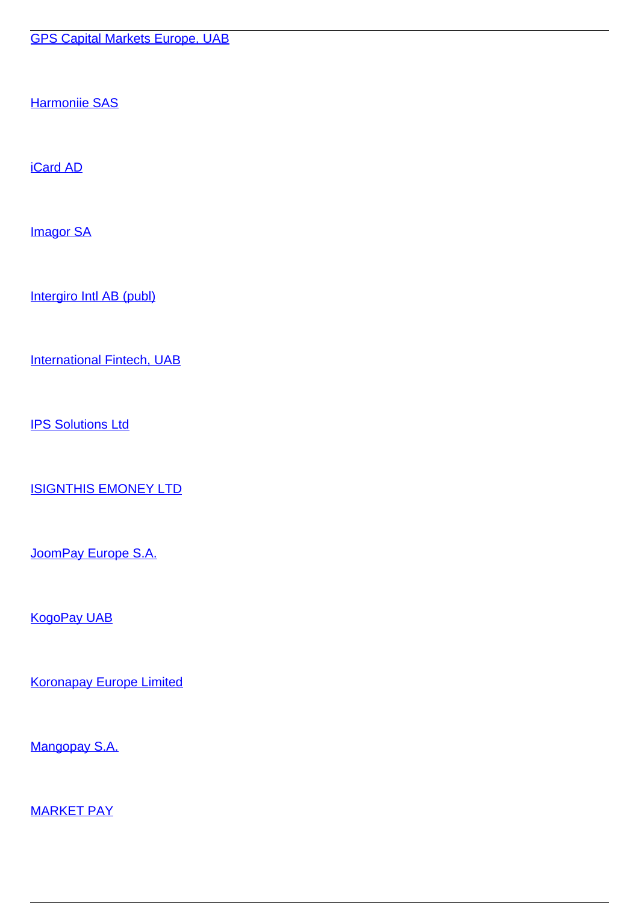GPS Capital Markets Europe, UAB

Harmoniie SAS

iCard AD

Imagor SA

Intergiro Intl AB (publ)

International Fintech, UAB

IPS Solutions Ltd

ISIGNTHIS EMONEY LTD

JoomPay Europe S.A.

KogoPay UAB

Koronapay Europe Limited

Mangopay S.A.

MARKET PAY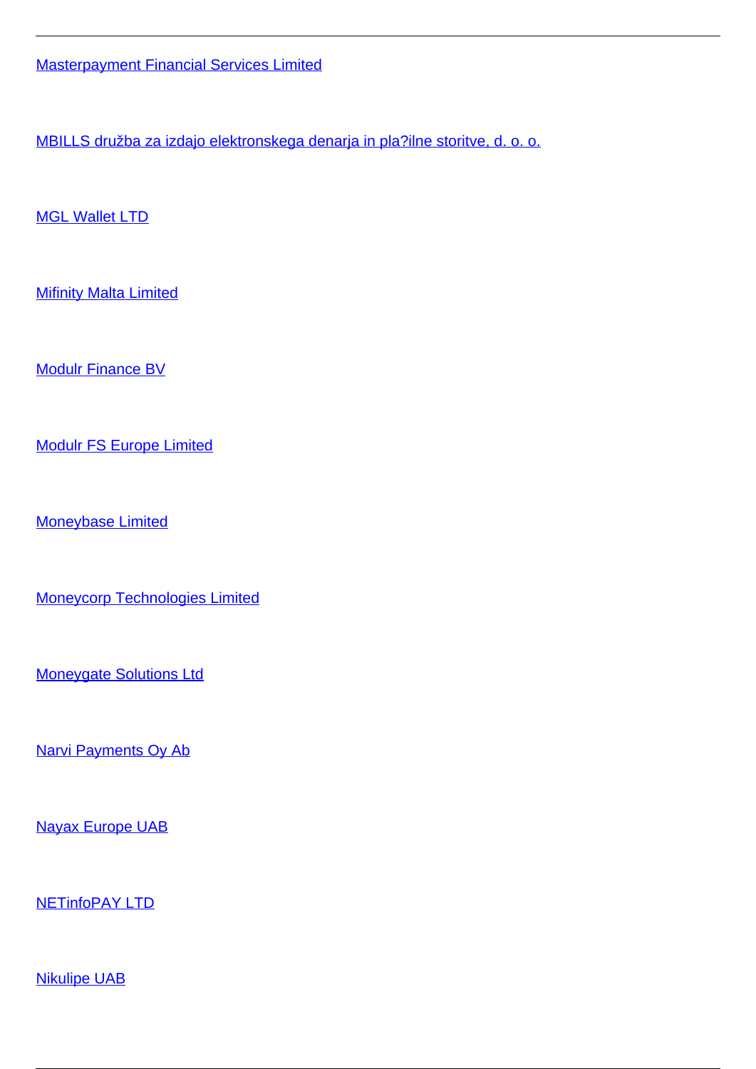Masterpayment Financial Services Limited

MBILLS družba za izdajo elektronskega denarja in pla?ilne storitve, d. o. o.

MGL Wallet LTD

Mifinity Malta Limited

Modulr Finance BV

Modulr FS Europe Limited

Moneybase Limited

Moneycorp Technologies Limited

Moneygate Solutions Ltd

Narvi Payments Oy Ab

Nayax Europe UAB

NETinfoPAY LTD

Nikulipe UAB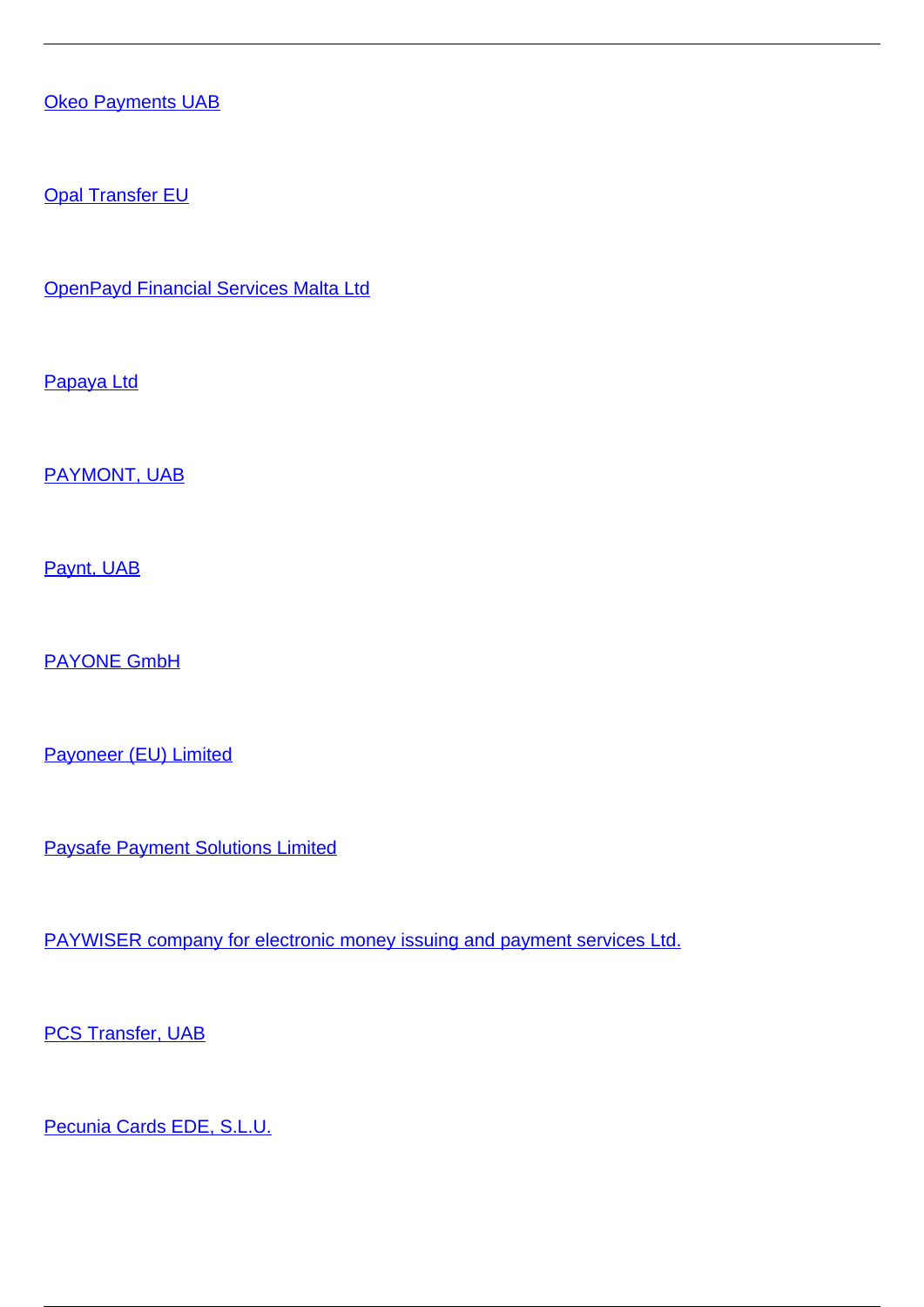Okeo Payments UAB

Opal Transfer EU

OpenPayd Financial Services Malta Ltd

Papaya Ltd

PAYMONT, UAB

Paynt, UAB

PAYONE GmbH

Payoneer (EU) Limited

Paysafe Payment Solutions Limited

PAYWISER company for electronic money issuing and payment services Ltd.

PCS Transfer, UAB

Pecunia Cards EDE, S.L.U.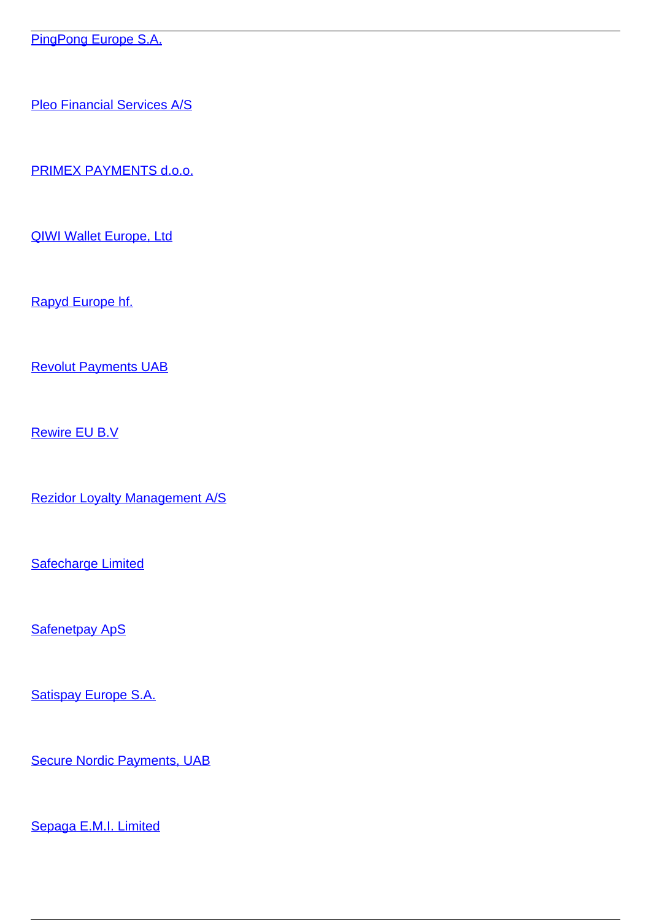PingPong Europe S.A.

Pleo Financial Services A/S

PRIMEX PAYMENTS d.o.o.

QIWI Wallet Europe, Ltd

Rapyd Europe hf.

Revolut Payments UAB

Rewire EU B.V

Rezidor Loyalty Management A/S

Safecharge Limited

Safenetpay ApS

Satispay Europe S.A.

Secure Nordic Payments, UAB

Sepaga E.M.I. Limited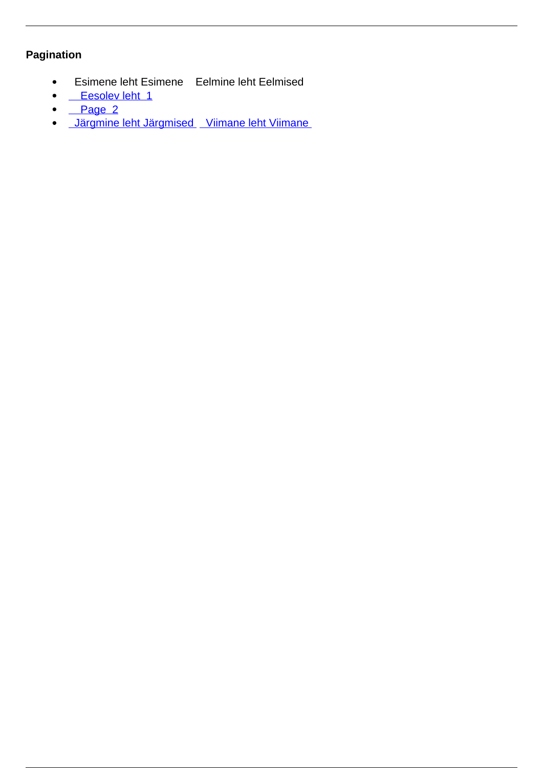**Pagination**

- Esimene leht Esimene Eelmine leht Eelmised
- Eesolev leht 1
- Page 2
- Järgmine leht Järgmised Viimane leht Viimane